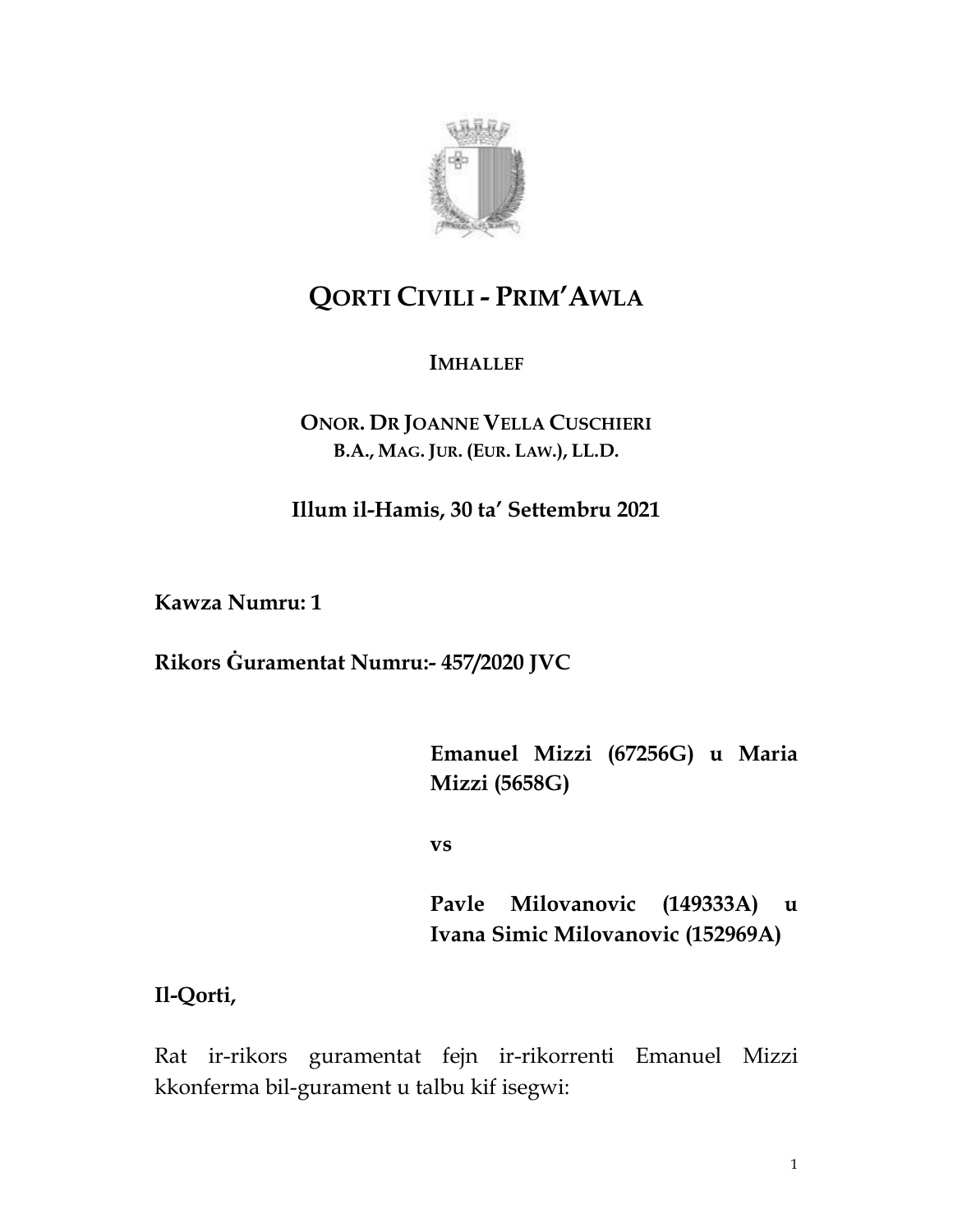# QORTI CIVILI - PRIM'AWLA

**IMHALLEF**

**ONOR. DR JOANNE VELLA CUSCHIERI**
**B.A., MAG. JUR. (EUR. LAW.), LL.D.**

**Illum il-Hamis, 30 ta' Settembru 2021**

**Kawza Numru: 1**

**Rikors Ġuramentat Numru:- 457/2020 JVC**

**Emanuel Mizzi (67256G) u Maria Mizzi (5658G)**

**vs**

**Pavle Milovanovic (149333A) u Ivana Simic Milovanovic (152969A)**

**Il-Qorti,**

Rat ir-rikors guramentat fejn ir-rikorrenti Emanuel Mizzi kkonferma bil-gurament u talbu kif isegwi: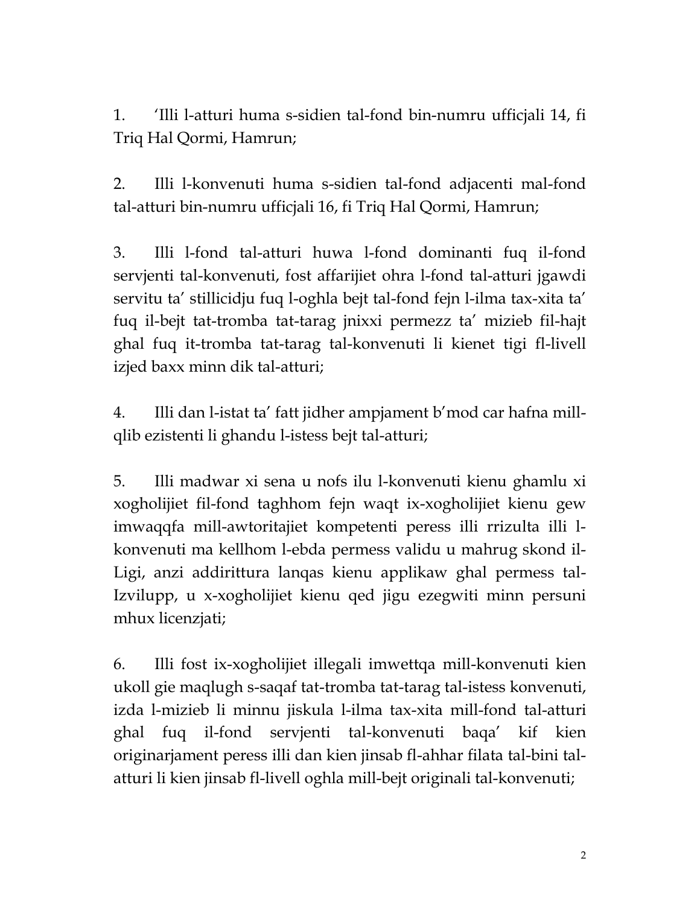1. 'Illi l-atturi huma s-sidien tal-fond bin-numru ufficjali 14, fi Triq Hal Qormi, Hamrun;

2. Illi l-konvenuti huma s-sidien tal-fond adjacenti mal-fond tal-atturi bin-numru ufficjali 16, fi Triq Hal Qormi, Hamrun;

3. Illi l-fond tal-atturi huwa l-fond dominanti fuq il-fond servjenti tal-konvenuti, fost affarijiet ohra l-fond tal-atturi jgawdi servitu ta' stillicidju fuq l-oghla bejt tal-fond fejn l-ilma tax-xita ta' fuq il-bejt tat-tromba tat-tarag jnixxi permezz ta' mizieb fil-hajt ghal fuq it-tromba tat-tarag tal-konvenuti li kienet tigi fl-livell izjed baxx minn dik tal-atturi;

4. Illi dan l-istat ta' fatt jidher ampjament b'mod car hafna mill-qlib ezistenti li ghandu l-istess bejt tal-atturi;

5. Illi madwar xi sena u nofs ilu l-konvenuti kienu ghamlu xi xogholijiet fil-fond taghhom fejn waqt ix-xogholijiet kienu gew imwaqqfa mill-awtoritajiet kompetenti peress illi rrizulta illi l-konvenuti ma kellhom l-ebda permess validu u mahrug skond il-Ligi, anzi addirittura lanqas kienu applikaw ghal permess tal-Izvilupp, u x-xogholijiet kienu qed jigu ezegwiti minn persuni mhux licenzjati;

6. Illi fost ix-xogholijiet illegali imwettqa mill-konvenuti kien ukoll gie maqlugh s-saqaf tat-tromba tat-tarag tal-istess konvenuti, izda l-mizieb li minnu jiskula l-ilma tax-xita mill-fond tal-atturi ghal fuq il-fond servjenti tal-konvenuti baqa' kif kien originarjament peress illi dan kien jinsab fl-ahhar filata tal-bini tal-atturi li kien jinsab fl-livell oghla mill-bejt originali tal-konvenuti;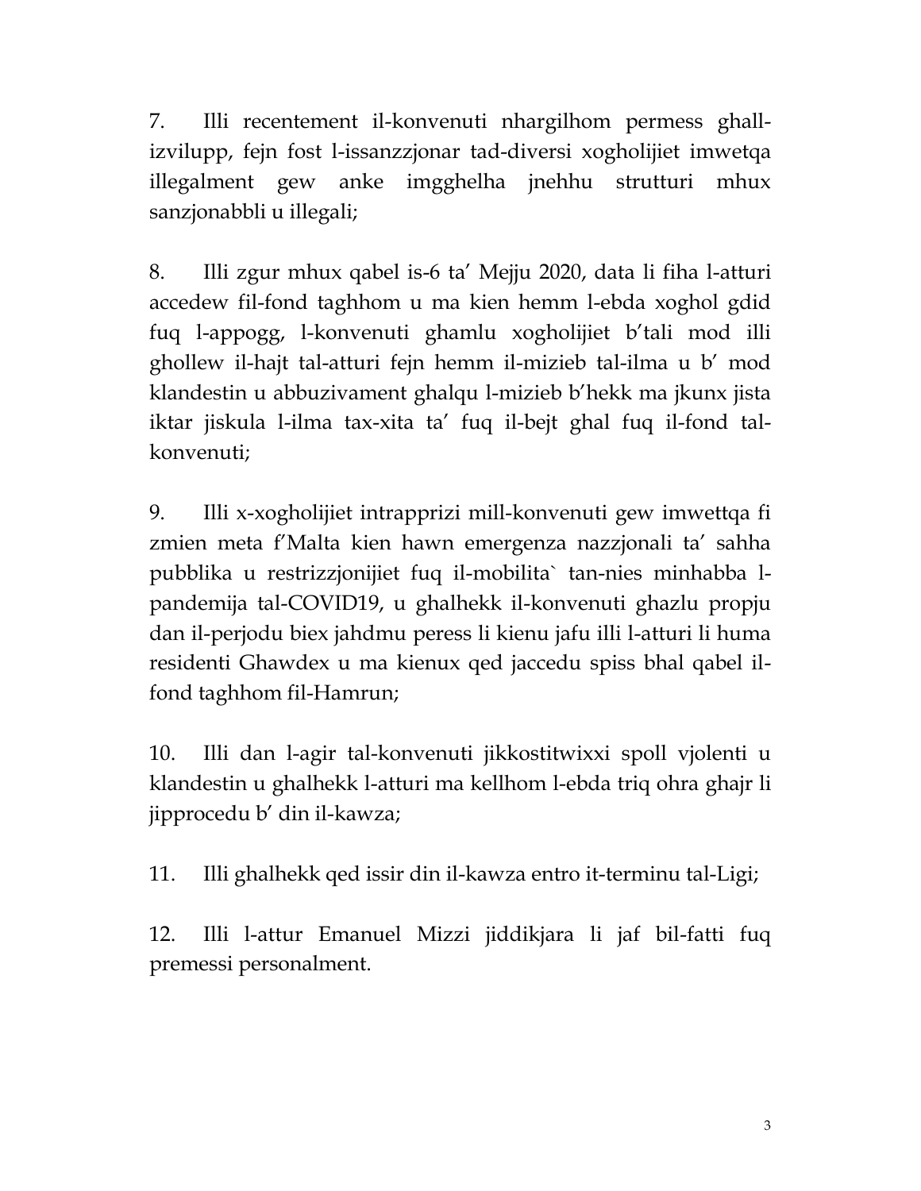7. Illi recentement il-konvenuti nhargilhom permess ghall-izvilupp, fejn fost l-issanzzjonar tad-diversi xogholijiet imwetqa illegalment gew anke imgghelha jnehhu strutturi mhux sanzjonabbli u illegali;

8. Illi zgur mhux qabel is-6 ta' Mejju 2020, data li fiha l-atturi accedew fil-fond taghhom u ma kien hemm l-ebda xoghol gdid fuq l-appogg, l-konvenuti ghamlu xogholijiet b'tali mod illi ghollew il-hajt tal-atturi fejn hemm il-mizieb tal-ilma u b' mod klandestin u abbuzivament ghalqu l-mizieb b'hekk ma jkunx jista iktar jiskula l-ilma tax-xita ta' fuq il-bejt ghal fuq il-fond tal-konvenuti;

9. Illi x-xogholijiet intrapprizi mill-konvenuti gew imwettqa fi zmien meta f'Malta kien hawn emergenza nazzjonali ta' sahha pubblika u restrizzjonijiet fuq il-mobilita` tan-nies minhabba l-pandemija tal-COVID19, u ghalhekk il-konvenuti ghazlu propju dan il-perjodu biex jahdmu peress li kienu jafu illi l-atturi li huma residenti Ghawdex u ma kienux qed jaccedu spiss bhal qabel il-fond taghhom fil-Hamrun;

10. Illi dan l-agir tal-konvenuti jikkostitwixxi spoll vjolenti u klandestin u ghalhekk l-atturi ma kellhom l-ebda triq ohra ghajr li jipprocedu b' din il-kawza;

11. Illi ghalhekk qed issir din il-kawza entro it-terminu tal-Ligi;

12. Illi l-attur Emanuel Mizzi jiddikjara li jaf bil-fatti fuq premessi personalment.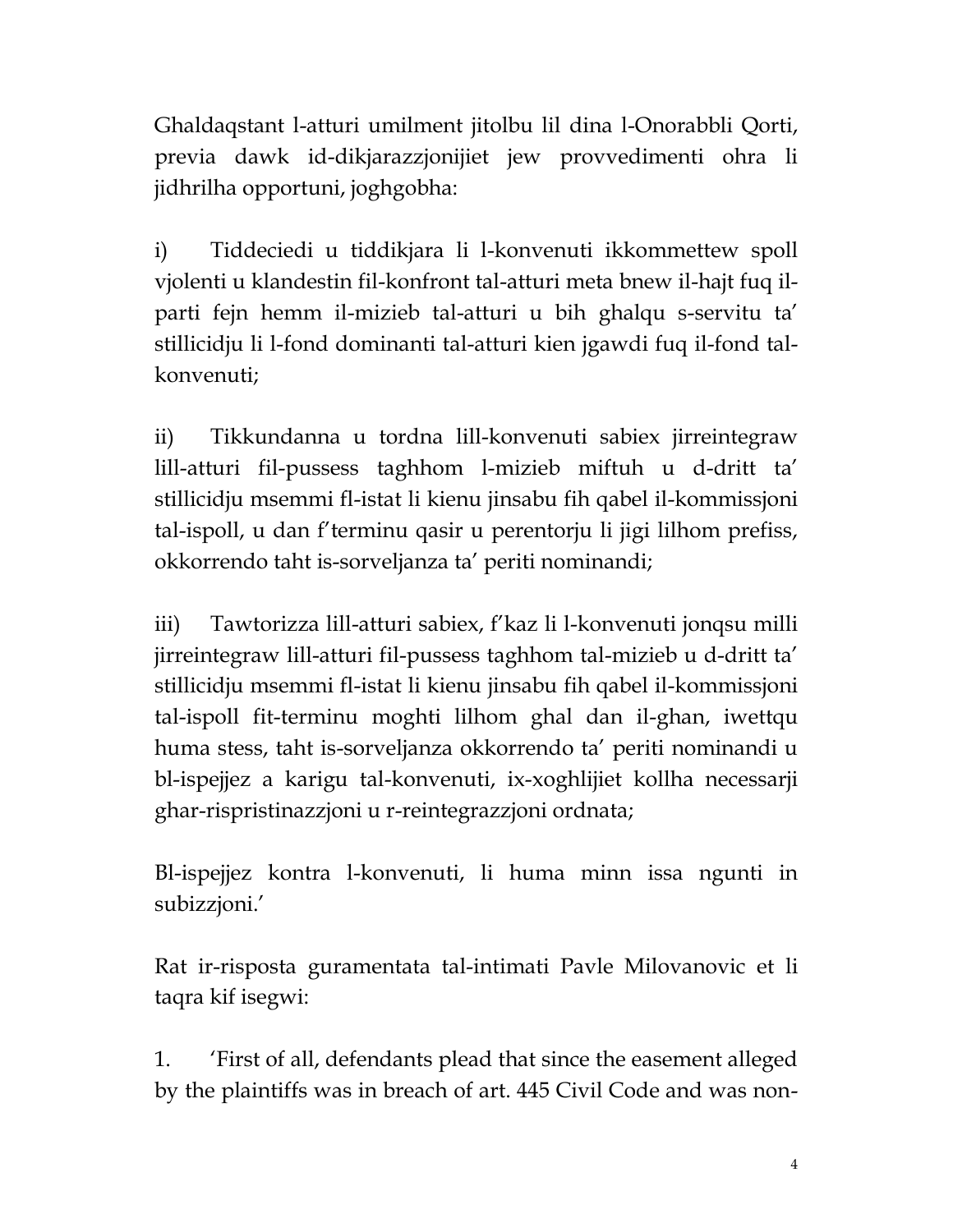Għaldaqstant l-atturi umilment jitolbu lil dina l-Onorabbli Qorti, previa dawk id-dikjarazzjonijiet jew provvedimenti oħra li jidhrilha opportuni, jogħgobha:

i) Tiddeciedi u tiddikjara li l-konvenuti ikkommettew spoll vjolenti u klandestin fil-konfront tal-atturi meta bnew il-ħajt fuq il-parti fejn hemm il-mizieb tal-atturi u bih għalqu s-servitu ta' stillicidju li l-fond dominanti tal-atturi kien jgawdi fuq il-fond tal-konvenuti;

ii) Tikkundanna u tordna lill-konvenuti sabiex jirreintegraw lill-atturi fil-pussess tagħhom l-mizieb miftuħ u d-dritt ta' stillicidju msemmi fl-istat li kienu jinsabu fih qabel il-kommissjoni tal-ispoll, u dan f'terminu qasir u perentorju li jiġi lilhom prefiss, okkorrendo taħt is-sorveljanza ta' periti nominandi;

iii) Tawtorizza lill-atturi sabiex, f'kaz li l-konvenuti jonqsu milli jirreintegraw lill-atturi fil-pussess tagħhom tal-mizieb u d-dritt ta' stillicidju msemmi fl-istat li kienu jinsabu fih qabel il-kommissjoni tal-ispoll fit-terminu mogħti lilhom għal dan il-għan, iwettqu huma stess, taħt is-sorveljanza okkorrendo ta' periti nominandi u bl-ispejjez a karigu tal-konvenuti, ix-xogħlijiet kollha necessarji għar-rispristinazzjoni u r-reintegrazzjoni ordnata;

Bl-ispejjez kontra l-konvenuti, li huma minn issa ngunti in subizzjoni.'

Rat ir-risposta guramentata tal-intimati Pavle Milovanovic et li taqra kif isegwi:

1. 'First of all, defendants plead that since the easement alleged by the plaintiffs was in breach of art. 445 Civil Code and was non-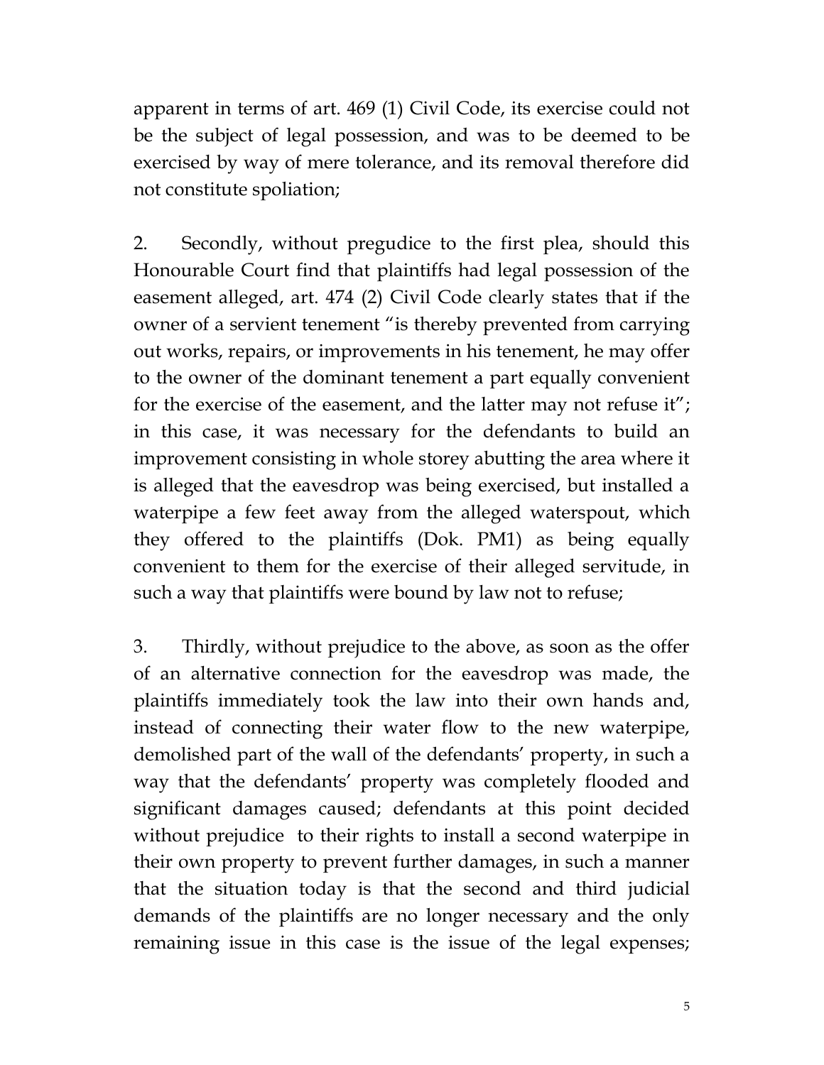apparent in terms of art. 469 (1) Civil Code, its exercise could not be the subject of legal possession, and was to be deemed to be exercised by way of mere tolerance, and its removal therefore did not constitute spoliation;

2. Secondly, without pregudice to the first plea, should this Honourable Court find that plaintiffs had legal possession of the easement alleged, art. 474 (2) Civil Code clearly states that if the owner of a servient tenement "is thereby prevented from carrying out works, repairs, or improvements in his tenement, he may offer to the owner of the dominant tenement a part equally convenient for the exercise of the easement, and the latter may not refuse it"; in this case, it was necessary for the defendants to build an improvement consisting in whole storey abutting the area where it is alleged that the eavesdrop was being exercised, but installed a waterpipe a few feet away from the alleged waterspout, which they offered to the plaintiffs (Dok. PM1) as being equally convenient to them for the exercise of their alleged servitude, in such a way that plaintiffs were bound by law not to refuse;

3. Thirdly, without prejudice to the above, as soon as the offer of an alternative connection for the eavesdrop was made, the plaintiffs immediately took the law into their own hands and, instead of connecting their water flow to the new waterpipe, demolished part of the wall of the defendants' property, in such a way that the defendants' property was completely flooded and significant damages caused; defendants at this point decided without prejudice to their rights to install a second waterpipe in their own property to prevent further damages, in such a manner that the situation today is that the second and third judicial demands of the plaintiffs are no longer necessary and the only remaining issue in this case is the issue of the legal expenses;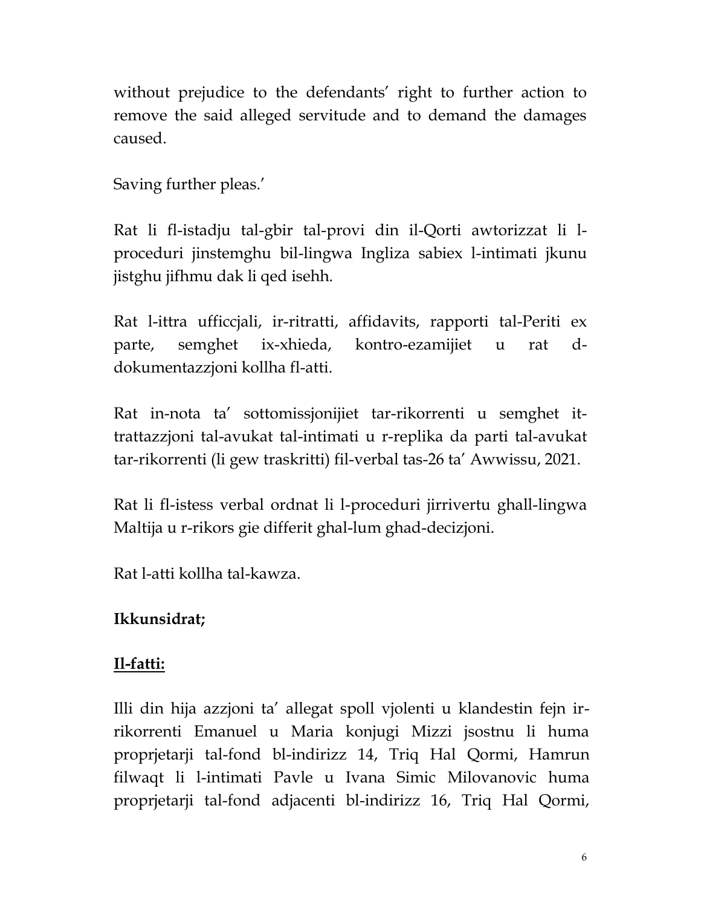without prejudice to the defendants' right to further action to remove the said alleged servitude and to demand the damages caused.

Saving further pleas.'

Rat li fl-istadju tal-gbir tal-provi din il-Qorti awtorizzat li l-proceduri jinstemghu bil-lingwa Ingliza sabiex l-intimati jkunu jistghu jifhmu dak li qed isehh.

Rat l-ittra ufficcjali, ir-ritratti, affidavits, rapporti tal-Periti ex parte, semghet ix-xhieda, kontro-ezamijiet u rat d-dokumentazzjoni kollha fl-atti.

Rat in-nota ta' sottomissjonijiet tar-rikorrenti u semghet it-trattazzjoni tal-avukat tal-intimati u r-replika da parti tal-avukat tar-rikorrenti (li gew traskritti) fil-verbal tas-26 ta' Awwissu, 2021.

Rat li fl-istess verbal ordnat li l-proceduri jirrivertu ghall-lingwa Maltija u r-rikors gie differit ghal-lum ghad-decizjoni.

Rat l-atti kollha tal-kawza.

**Ikkunsidrat;**

**Il-fatti:**

Illi din hija azzjoni ta' allegat spoll vjolenti u klandestin fejn ir-rikorrenti Emanuel u Maria konjugi Mizzi jsostnu li huma proprjetarji tal-fond bl-indirizz 14, Triq Hal Qormi, Hamrun filwaqt li l-intimati Pavle u Ivana Simic Milovanovic huma proprjetarji tal-fond adjacenti bl-indirizz 16, Triq Hal Qormi,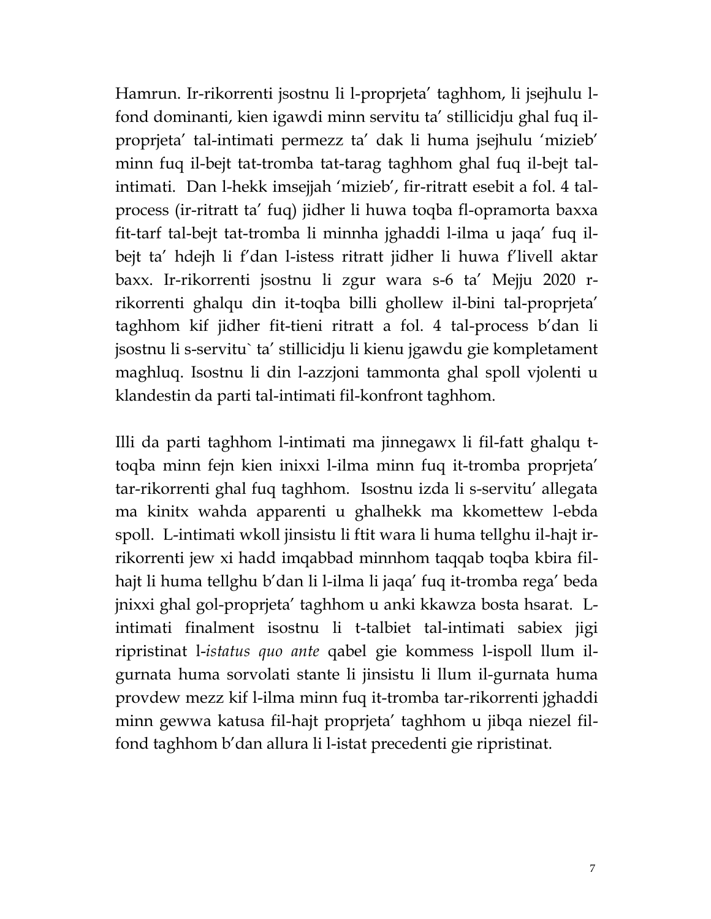Hamrun. Ir-rikorrenti jsostnu li l-proprjeta' taghhom, li jsejhulu l-fond dominanti, kien igawdi minn servitu ta' stillicidju ghal fuq il-proprjeta' tal-intimati permezz ta' dak li huma jsejhulu 'mizieb' minn fuq il-bejt tat-tromba tat-tarag taghhom ghal fuq il-bejt tal-intimati. Dan l-hekk imsejjah 'mizieb', fir-ritratt esebit a fol. 4 tal-process (ir-ritratt ta' fuq) jidher li huwa toqba fl-opramorta baxxa fit-tarf tal-bejt tat-tromba li minnha jghaddi l-ilma u jaqa' fuq il-bejt ta' hdejh li f'dan l-istess ritratt jidher li huwa f'livell aktar baxx. Ir-rikorrenti jsostnu li zgur wara s-6 ta' Mejju 2020 r-rikorrenti ghalqu din it-toqba billi ghollew il-bini tal-proprjeta' taghhom kif jidher fit-tieni ritratt a fol. 4 tal-process b'dan li jsostnu li s-servitu` ta' stillicidju li kienu jgawdu gie kompletament maghluq. Isostnu li din l-azzjoni tammonta ghal spoll vjolenti u klandestin da parti tal-intimati fil-konfront taghhom.

Illi da parti taghhom l-intimati ma jinnegawx li fil-fatt ghalqu t-toqba minn fejn kien inixxi l-ilma minn fuq it-tromba proprjeta' tar-rikorrenti ghal fuq taghhom. Isostnu izda li s-servitu' allegata ma kinitx wahda apparenti u ghalhekk ma kkomettew l-ebda spoll. L-intimati wkoll jinsistu li ftit wara li huma tellghu il-hajt ir-rikorrenti jew xi hadd imqabbad minnhom taqqab toqba kbira fil-hajt li huma tellghu b'dan li l-ilma li jaqa' fuq it-tromba rega' beda jnixxi ghal gol-proprjeta' taghhom u anki kkawza bosta hsarat. L-intimati finalment isostnu li t-talbiet tal-intimati sabiex jigi ripristinat l-*istatus quo ante* qabel gie kommess l-ispoll llum il-gurnata huma sorvolati stante li jinsistu li llum il-gurnata huma provdew mezz kif l-ilma minn fuq it-tromba tar-rikorrenti jghaddi minn gewwa katusa fil-hajt proprjeta' taghhom u jibqa niezel fil-fond taghhom b'dan allura li l-istat precedenti gie ripristinat.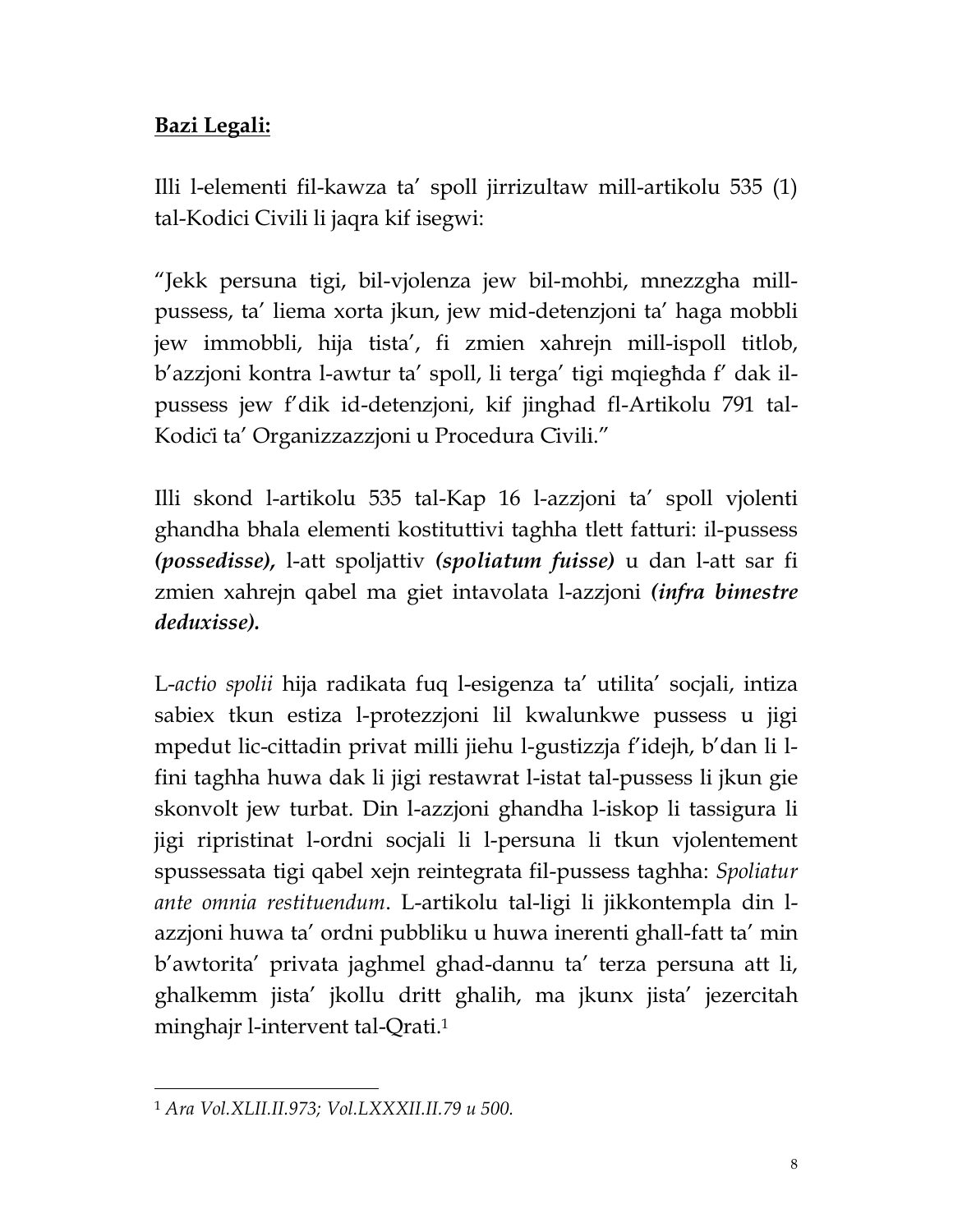**Bazi Legali:**

Illi l-elementi fil-kawza ta' spoll jirrizultaw mill-artikolu 535 (1) tal-Kodici Civili li jaqra kif isegwi:

"Jekk persuna tigi, bil-vjolenza jew bil-mohbi, mnezzgha mill-pussess, ta' liema xorta jkun, jew mid-detenzjoni ta' haga mobbli jew immobbli, hija tista', fi zmien xahrejn mill-ispoll titlob, b'azzjoni kontra l-awtur ta' spoll, li terga' tigi mqiegħda f' dak il-pussess jew f'dik id-detenzjoni, kif jinghad fl-Artikolu 791 tal-Kodiċi ta' Organizzazzjoni u Procedura Civili."

Illi skond l-artikolu 535 tal-Kap 16 l-azzjoni ta' spoll vjolenti ghandha bhala elementi kostituttivi taghha tlett fatturi: il-pussess ***(possedisse)***, l-att spoljattiv ***(spoliatum fuisse)*** u dan l-att sar fi zmien xahrejn qabel ma giet intavolata l-azzjoni ***(infra bimestre deduxisse)***.

L-*actio spolii* hija radikata fuq l-esigenza ta' utilita' socjali, intiza sabiex tkun estiza l-protezzjoni lil kwalunkwe pussess u jigi mpedut lic-cittadin privat milli jiehu l-gustizzja f'idejh, b'dan li l-fini taghha huwa dak li jigi restawrat l-istat tal-pussess li jkun gie skonvolt jew turbat. Din l-azzjoni ghandha l-iskop li tassigura li jigi ripristinat l-ordni socjali li l-persuna li tkun vjolentement spussessata tigi qabel xejn reintegrata fil-pussess taghha: *Spoliatur ante omnia restituendum*. L-artikolu tal-ligi li jikkontempla din l-azzjoni huwa ta' ordni pubbliku u huwa inerenti ghall-fatt ta' min b'awtorita' privata jaghmel ghad-dannu ta' terza persuna att li, ghalkemm jista' jkollu dritt ghalih, ma jkunx jista' jezercitah minghajr l-intervent tal-Qrati.[1]

---

[1] *Ara Vol.XLII.II.973; Vol.LXXXII.II.79 u 500.*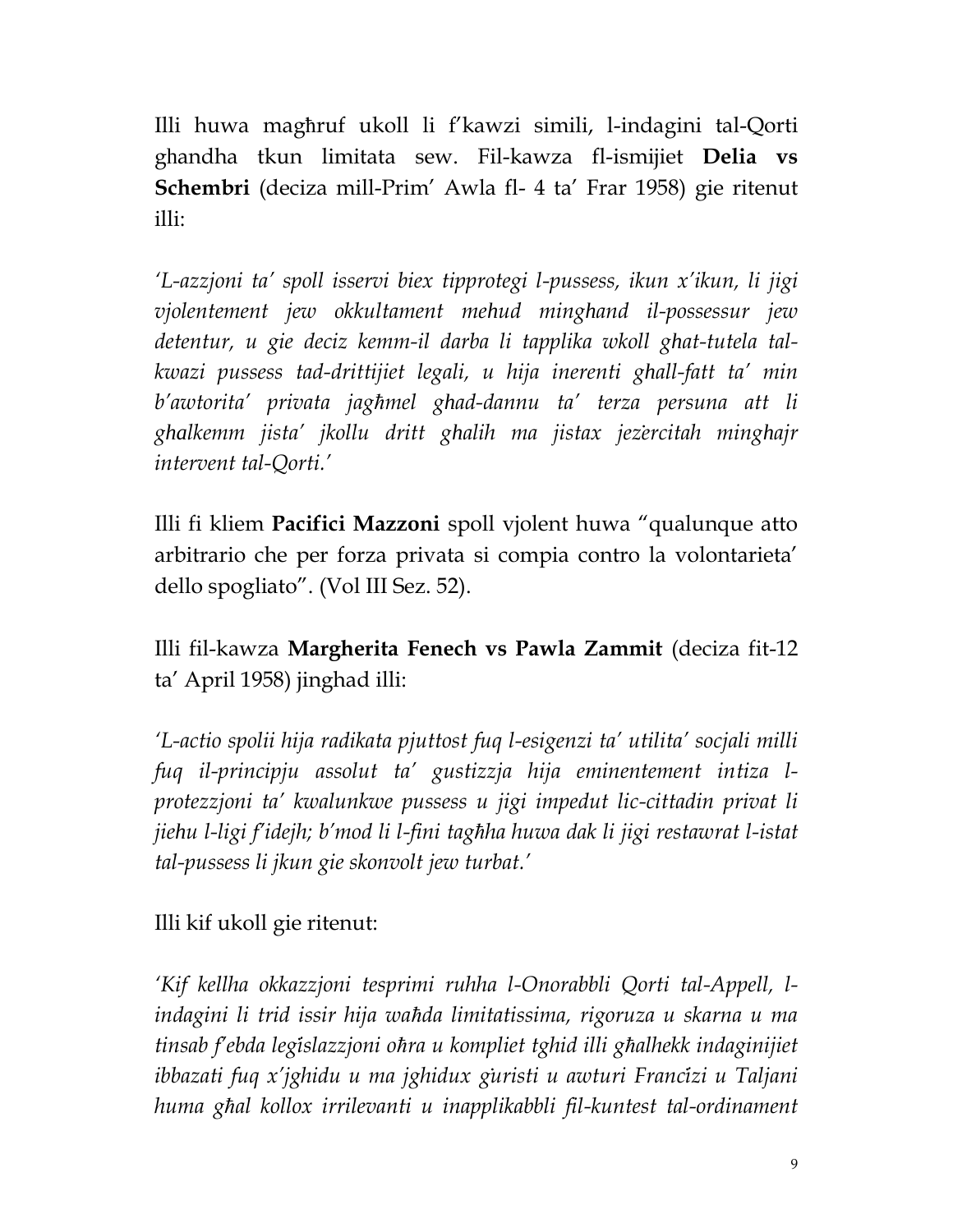Illi huwa magħruf ukoll li f'kawzi simili, l-indagini tal-Qorti ghandha tkun limitata sew. Fil-kawza fl-ismijiet **Delia vs Schembri** (deciza mill-Prim' Awla fl- 4 ta' Frar 1958) gie ritenut illi:

*'L-azzjoni ta' spoll isservi biex tipprotegi l-pussess, ikun x'ikun, li jigi vjolentement jew okkultament mehud minghand il-possessur jew detentur, u gie deciz kemm-il darba li tapplika wkoll ghat-tutela tal-kwazi pussess tad-drittijiet legali, u hija inerenti ghall-fatt ta' min b'awtorita' privata jagħmel ghad-dannu ta' terza persuna att li ghalkemm jista' jkollu dritt ghalih ma jistax jeżercitah minghajr intervent tal-Qorti.'*

Illi fi kliem **Pacifici Mazzoni** spoll vjolent huwa "qualunque atto arbitrario che per forza privata si compia contro la volontarieta' dello spogliato". (Vol III Sez. 52).

Illi fil-kawza **Margherita Fenech vs Pawla Zammit** (deciza fit-12 ta' April 1958) jinghad illi:

*'L-actio spolii hija radikata pjuttost fuq l-esigenzi ta' utilita' socjali milli fuq il-principju assolut ta' gustizzja hija eminentement intiza l-protezzjoni ta' kwalunkwe pussess u jigi impedut lic-cittadin privat li jiehu l-ligi f'idejh; b'mod li l-fini tagħha huwa dak li jigi restawrat l-istat tal-pussess li jkun gie skonvolt jew turbat.'*

Illi kif ukoll gie ritenut:

*'Kif kellha okkazzjoni tesprimi ruhha l-Onorabbli Qorti tal-Appell, l-indagini li trid issir hija waħda limitatissima, rigoruza u skarna u ma tinsab f'ebda leġislazzjoni oħra u kompliet tghid illi għalhekk indaginijiet ibbazati fuq x'jghidu u ma jghidux ġuristi u awturi Franċiżi u Taljani huma għal kollox irrilevanti u inapplikabbli fil-kuntest tal-ordinament*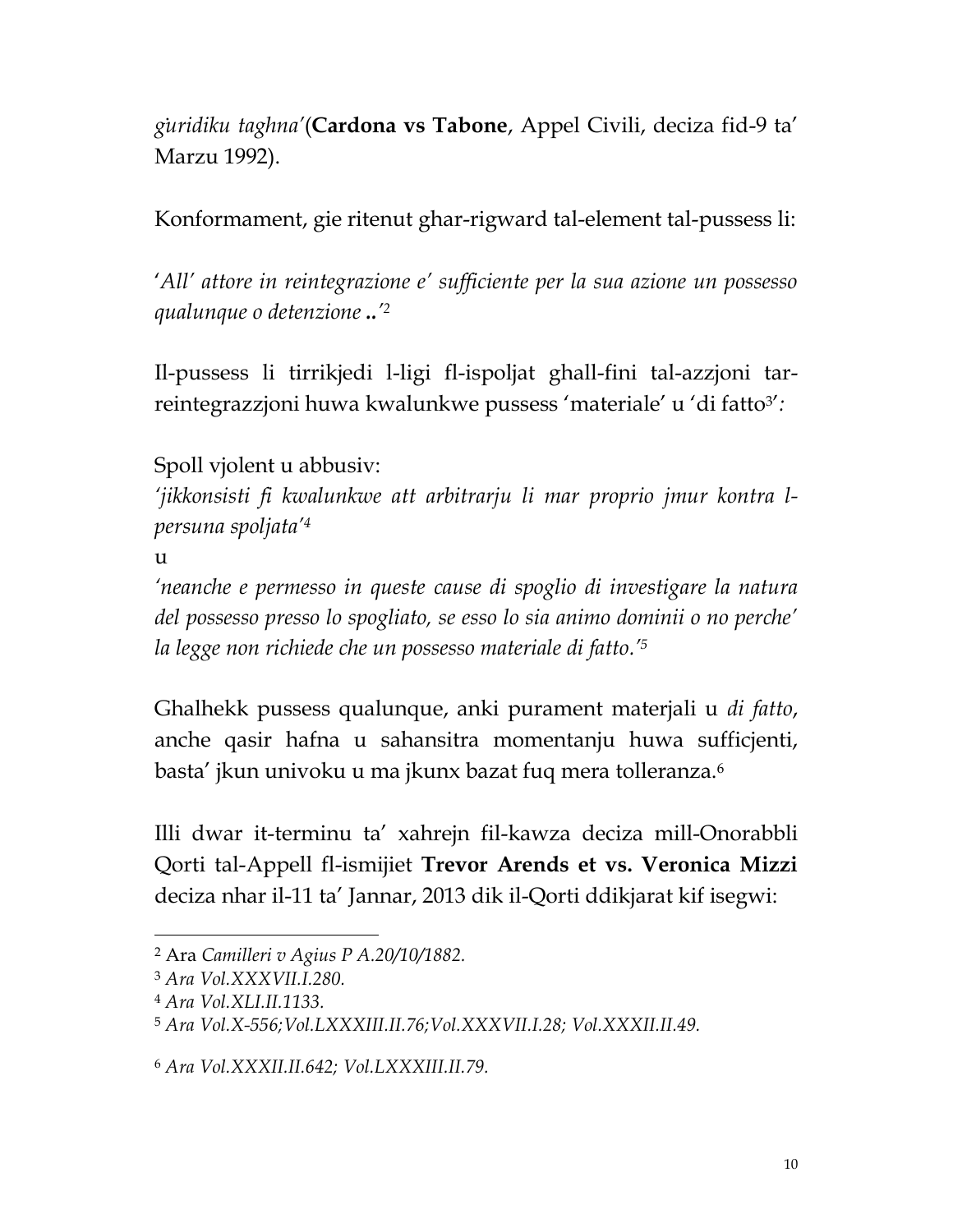*ġuridiku tagħna'*(**Cardona vs Tabone**, Appel Civili, deciza fid-9 ta' Marzu 1992).

Konformament, gie ritenut ghar-rigward tal-element tal-pussess li:

'*All' attore in reintegrazione e' sufficiente per la sua azione un possesso qualunque o detenzione* **..**'[2]

Il-pussess li tirrikjedi l-ligi fl-ispoljat ghall-fini tal-azzjoni tar-reintegrazzjoni huwa kwalunkwe pussess 'materiale' u 'di fatto[3]'*:*

Spoll vjolent u abbusiv:

*'jikkonsisti fi kwalunkwe att arbitrarju li mar proprio jmur kontra l-persuna spoljata'*[4]

u

*'neanche e permesso in queste cause di spoglio di investigare la natura del possesso presso lo spogliato, se esso lo sia animo dominii o no perche' la legge non richiede che un possesso materiale di fatto.'*[5]

Ghalhekk pussess qualunque, anki purament materjali u *di fatto*, anche qasir hafna u sahansitra momentanju huwa sufficjenti, basta' jkun univoku u ma jkunx bazat fuq mera tolleranza.[6]

Illi dwar it-terminu ta' xahrejn fil-kawza deciza mill-Onorabbli Qorti tal-Appell fl-ismijiet **Trevor Arends et vs. Veronica Mizzi** deciza nhar il-11 ta' Jannar, 2013 dik il-Qorti ddikjarat kif isegwi:

---

[2] Ara *Camilleri v Agius P A.20/10/1882.*

[3] *Ara Vol.XXXVII.I.280.*

[4] *Ara Vol.XLI.II.1133.*

[5] *Ara Vol.X-556;Vol.LXXXIII.II.76;Vol.XXXVII.I.28; Vol.XXXII.II.49.*

[6] *Ara Vol.XXXII.II.642; Vol.LXXXIII.II.79.*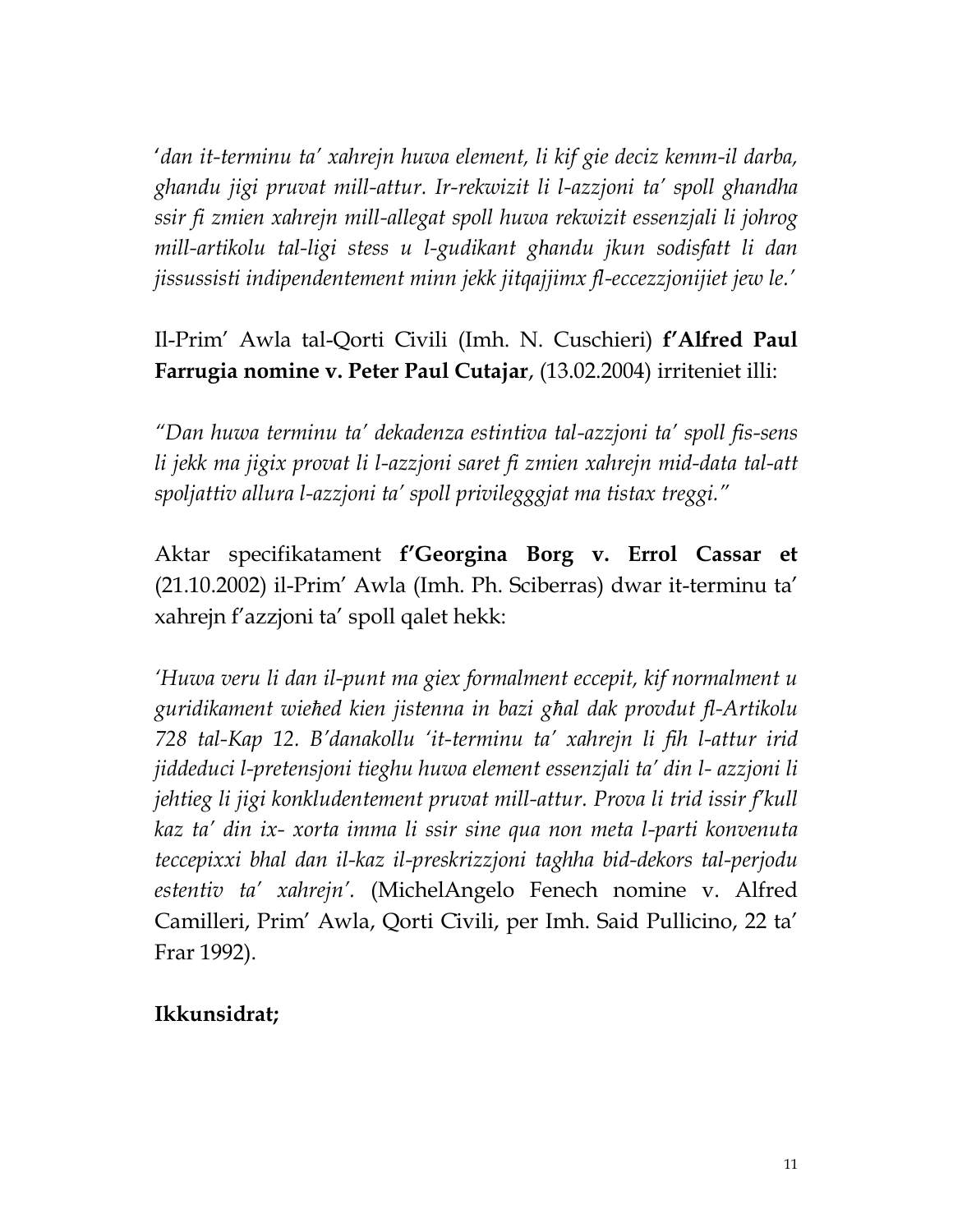'*dan it-terminu ta' xahrejn huwa element, li kif gie deciz kemm-il darba, ghandu jigi pruvat mill-attur. Ir-rekwizit li l-azzjoni ta' spoll ghandha ssir fi zmien xahrejn mill-allegat spoll huwa rekwizit essenzjali li johrog mill-artikolu tal-ligi stess u l-gudikant ghandu jkun sodisfatt li dan jissussisti indipendentement minn jekk jitqajjimx fl-eccezzjonijiet jew le.*'

Il-Prim' Awla tal-Qorti Civili (Imh. N. Cuschieri) **f'Alfred Paul Farrugia nomine v. Peter Paul Cutajar**, (13.02.2004) irriteniet illi:

*"Dan huwa terminu ta' dekadenza estintiva tal-azzjoni ta' spoll fis-sens li jekk ma jigix provat li l-azzjoni saret fi zmien xahrejn mid-data tal-att spoljattiv allura l-azzjoni ta' spoll privilegggjat ma tistax treggi."*

Aktar specifikatament **f'Georgina Borg v. Errol Cassar et** (21.10.2002) il-Prim' Awla (Imh. Ph. Sciberras) dwar it-terminu ta' xahrejn f'azzjoni ta' spoll qalet hekk:

*'Huwa veru li dan il-punt ma giex formalment eccepit, kif normalment u guridikament wieħed kien jistenna in bazi għal dak provdut fl-Artikolu 728 tal-Kap 12. B'danakollu 'it-terminu ta' xahrejn li fih l-attur irid jiddeduci l-pretensjoni tieghu huwa element essenzjali ta' din l- azzjoni li jehtieg li jigi konkludentement pruvat mill-attur. Prova li trid issir f'kull kaz ta' din ix- xorta imma li ssir sine qua non meta l-parti konvenuta teccepixxi bhal dan il-kaz il-preskrizzjoni taghha bid-dekors tal-perjodu estentiv ta' xahrejn'.* (MichelAngelo Fenech nomine v. Alfred Camilleri, Prim' Awla, Qorti Civili, per Imh. Said Pullicino, 22 ta' Frar 1992).

**Ikkunsidrat;**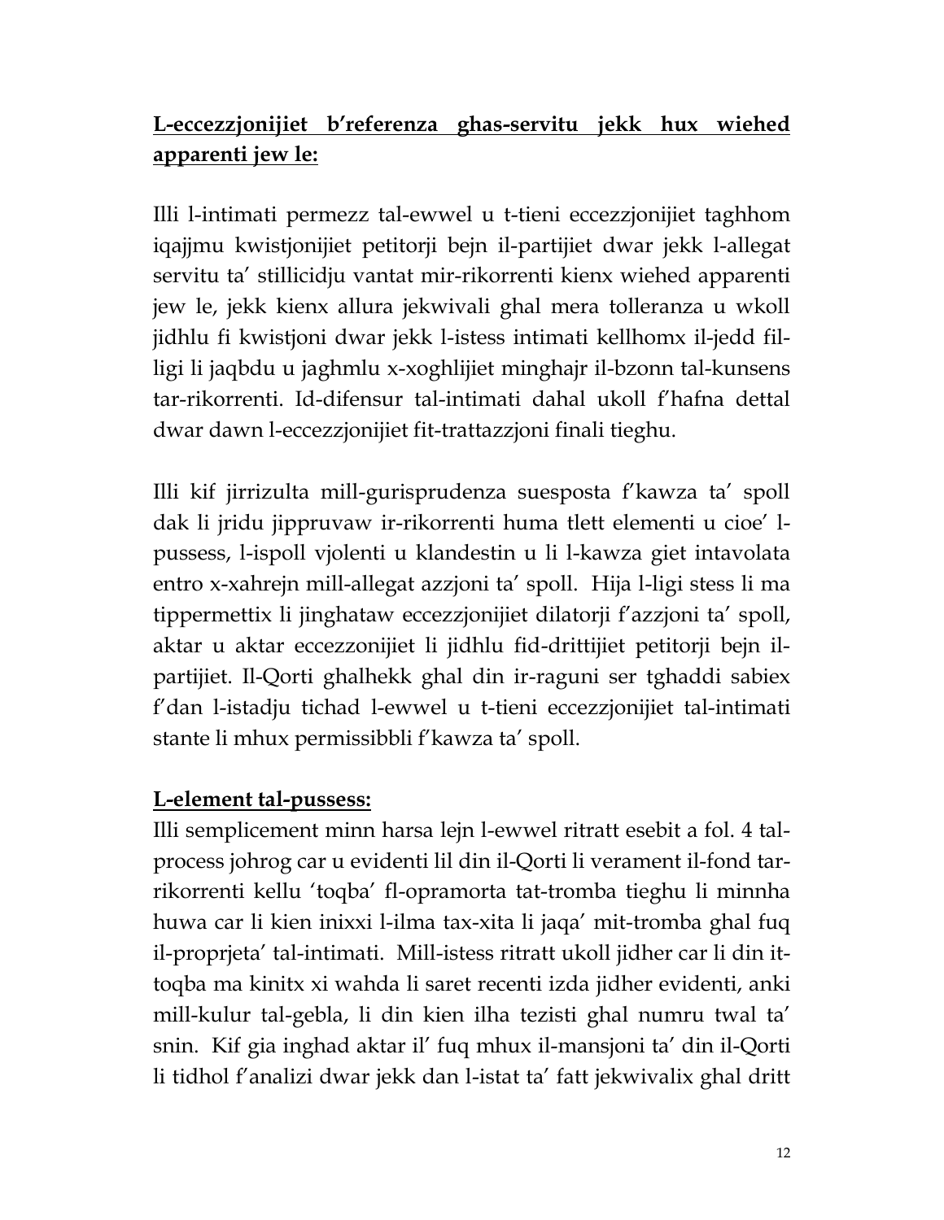**L-eccezzjonijiet b'referenza ghas-servitu jekk hux wiehed apparenti jew le:**

Illi l-intimati permezz tal-ewwel u t-tieni eccezzjonijiet taghhom iqajjmu kwistjonijiet petitorji bejn il-partijiet dwar jekk l-allegat servitu ta' stillicidju vantat mir-rikorrenti kienx wiehed apparenti jew le, jekk kienx allura jekwivali ghal mera tolleranza u wkoll jidhlu fi kwistjoni dwar jekk l-istess intimati kellhomx il-jedd fil-ligi li jaqbdu u jaghmlu x-xoghlijiet minghajr il-bzonn tal-kunsens tar-rikorrenti. Id-difensur tal-intimati dahal ukoll f'hafna dettal dwar dawn l-eccezzjonijiet fit-trattazzjoni finali tieghu.

Illi kif jirrizulta mill-gurisprudenza suesposta f'kawza ta' spoll dak li jridu jippruvaw ir-rikorrenti huma tlett elementi u cioe' l-pussess, l-ispoll vjolenti u klandestin u li l-kawza giet intavolata entro x-xahrejn mill-allegat azzjoni ta' spoll. Hija l-ligi stess li ma tippermettix li jinghataw eccezzjonijiet dilatorji f'azzjoni ta' spoll, aktar u aktar eccezzonijiet li jidhlu fid-drittijiet petitorji bejn il-partijiet. Il-Qorti ghalhekk ghal din ir-raguni ser tghaddi sabiex f'dan l-istadju tichad l-ewwel u t-tieni eccezzjonijiet tal-intimati stante li mhux permissibbli f'kawza ta' spoll.

**L-element tal-pussess:**

Illi semplicement minn harsa lejn l-ewwel ritratt esebit a fol. 4 tal-process johrog car u evidenti lil din il-Qorti li verament il-fond tar-rikorrenti kellu 'toqba' fl-opramorta tat-tromba tieghu li minnha huwa car li kien inixxi l-ilma tax-xita li jaqa' mit-tromba ghal fuq il-proprjeta' tal-intimati. Mill-istess ritratt ukoll jidher car li din it-toqba ma kinitx xi wahda li saret recenti izda jidher evidenti, anki mill-kulur tal-gebla, li din kien ilha tezisti ghal numru twal ta' snin. Kif gia inghad aktar il' fuq mhux il-mansjoni ta' din il-Qorti li tidhol f'analizi dwar jekk dan l-istat ta' fatt jekwivalix ghal dritt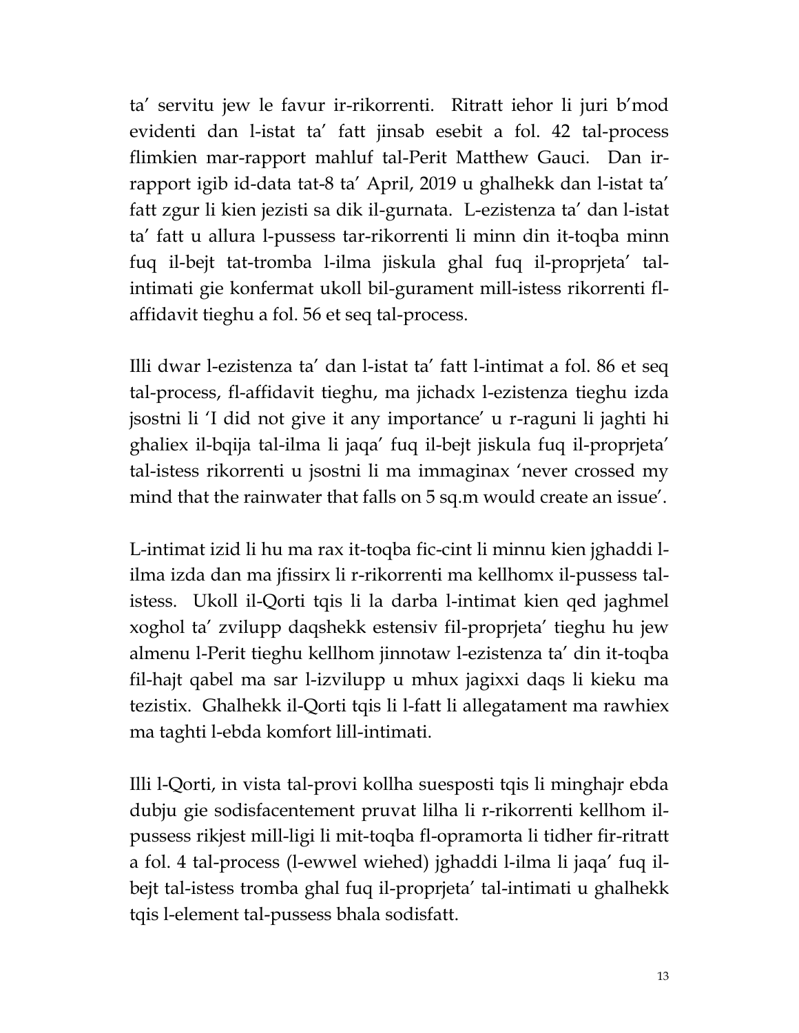ta' servitu jew le favur ir-rikorrenti. Ritratt iehor li juri b'mod evidenti dan l-istat ta' fatt jinsab esebit a fol. 42 tal-process flimkien mar-rapport mahluf tal-Perit Matthew Gauci. Dan ir-rapport igib id-data tat-8 ta' April, 2019 u ghalhekk dan l-istat ta' fatt zgur li kien jezisti sa dik il-gurnata. L-ezistenza ta' dan l-istat ta' fatt u allura l-pussess tar-rikorrenti li minn din it-toqba minn fuq il-bejt tat-tromba l-ilma jiskula ghal fuq il-proprjeta' tal-intimati gie konfermat ukoll bil-gurament mill-istess rikorrenti fl-affidavit tieghu a fol. 56 et seq tal-process.

Illi dwar l-ezistenza ta' dan l-istat ta' fatt l-intimat a fol. 86 et seq tal-process, fl-affidavit tieghu, ma jichadx l-ezistenza tieghu izda jsostni li 'I did not give it any importance' u r-raguni li jaghti hi ghaliex il-bqija tal-ilma li jaqa' fuq il-bejt jiskula fuq il-proprjeta' tal-istess rikorrenti u jsostni li ma immaginax 'never crossed my mind that the rainwater that falls on 5 sq.m would create an issue'.

L-intimat izid li hu ma rax it-toqba fic-cint li minnu kien jghaddi l-ilma izda dan ma jfissirx li r-rikorrenti ma kellhomx il-pussess tal-istess. Ukoll il-Qorti tqis li la darba l-intimat kien qed jaghmel xoghol ta' zvilupp daqshekk estensiv fil-proprjeta' tieghu hu jew almenu l-Perit tieghu kellhom jinnotaw l-ezistenza ta' din it-toqba fil-hajt qabel ma sar l-izvilupp u mhux jagixxi daqs li kieku ma tezistix. Ghalhekk il-Qorti tqis li l-fatt li allegatament ma rawhiex ma taghti l-ebda komfort lill-intimati.

Illi l-Qorti, in vista tal-provi kollha suesposti tqis li minghajr ebda dubju gie sodisfacentement pruvat lilha li r-rikorrenti kellhom il-pussess rikjest mill-ligi li mit-toqba fl-opramorta li tidher fir-ritratt a fol. 4 tal-process (l-ewwel wiehed) jghaddi l-ilma li jaqa' fuq il-bejt tal-istess tromba ghal fuq il-proprjeta' tal-intimati u ghalhekk tqis l-element tal-pussess bhala sodisfatt.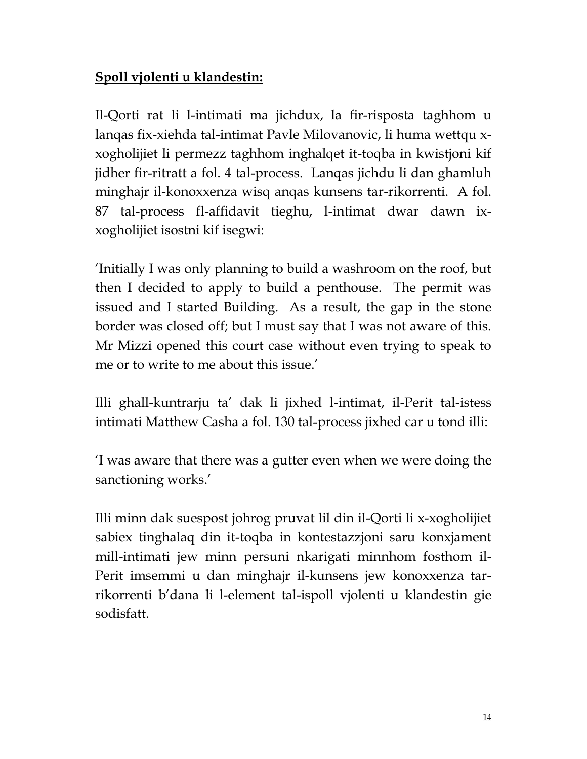**Spoll vjolenti u klandestin:**

Il-Qorti rat li l-intimati ma jichdux, la fir-risposta taghhom u lanqas fix-xiehda tal-intimat Pavle Milovanovic, li huma wettqu x-xogholijiet li permezz taghhom inghalqet it-toqba in kwistjoni kif jidher fir-ritratt a fol. 4 tal-process. Lanqas jichdu li dan ghamluh minghajr il-konoxxenza wisq anqas kunsens tar-rikorrenti. A fol. 87 tal-process fl-affidavit tieghu, l-intimat dwar dawn ix-xogholijiet isostni kif isegwi:

'Initially I was only planning to build a washroom on the roof, but then I decided to apply to build a penthouse. The permit was issued and I started Building. As a result, the gap in the stone border was closed off; but I must say that I was not aware of this. Mr Mizzi opened this court case without even trying to speak to me or to write to me about this issue.'

Illi ghall-kuntrarju ta' dak li jixhed l-intimat, il-Perit tal-istess intimati Matthew Casha a fol. 130 tal-process jixhed car u tond illi:

'I was aware that there was a gutter even when we were doing the sanctioning works.'

Illi minn dak suespost johrog pruvat lil din il-Qorti li x-xogholijiet sabiex tinghalaq din it-toqba in kontestazzjoni saru konxjament mill-intimati jew minn persuni nkarigati minnhom fosthom il-Perit imsemmi u dan minghajr il-kunsens jew konoxxenza tar-rikorrenti b'dana li l-element tal-ispoll vjolenti u klandestin gie sodisfatt.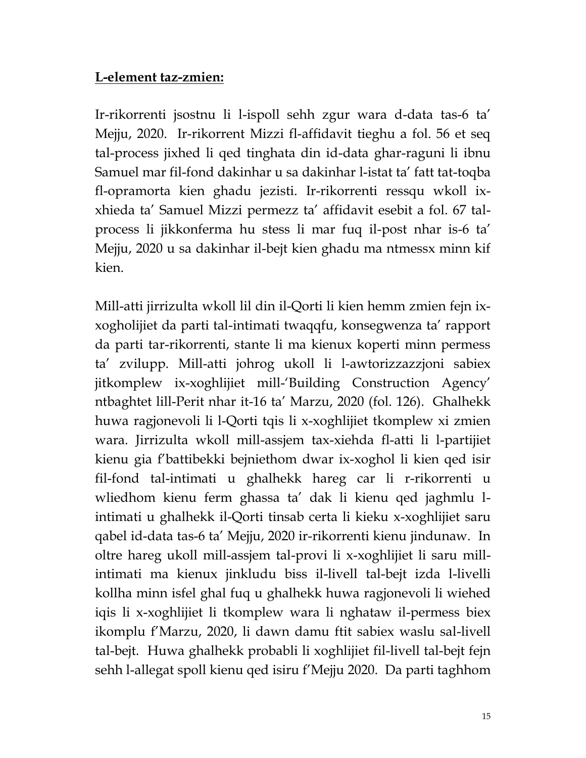**L-element taz-zmien:**

Ir-rikorrenti jsostnu li l-ispoll sehh zgur wara d-data tas-6 ta' Mejju, 2020. Ir-rikorrent Mizzi fl-affidavit tieghu a fol. 56 et seq tal-process jixhed li qed tinghata din id-data ghar-raguni li ibnu Samuel mar fil-fond dakinhar u sa dakinhar l-istat ta' fatt tat-toqba fl-opramorta kien ghadu jezisti. Ir-rikorrenti ressqu wkoll ix-xhieda ta' Samuel Mizzi permezz ta' affidavit esebit a fol. 67 tal-process li jikkonferma hu stess li mar fuq il-post nhar is-6 ta' Mejju, 2020 u sa dakinhar il-bejt kien ghadu ma ntmessx minn kif kien.

Mill-atti jirrizulta wkoll lil din il-Qorti li kien hemm zmien fejn ix-xogholijiet da parti tal-intimati twaqqfu, konsegwenza ta' rapport da parti tar-rikorrenti, stante li ma kienux koperti minn permess ta' zvilupp. Mill-atti johrog ukoll li l-awtorizzazzjoni sabiex jitkomplew ix-xoghlijiet mill-'Building Construction Agency' ntbaghtet lill-Perit nhar it-16 ta' Marzu, 2020 (fol. 126). Ghalhekk huwa ragjonevoli li l-Qorti tqis li x-xoghlijiet tkomplew xi zmien wara. Jirrizulta wkoll mill-assjem tax-xiehda fl-atti li l-partijiet kienu gia f'battibekki bejniethom dwar ix-xoghol li kien qed isir fil-fond tal-intimati u ghalhekk hareg car li r-rikorrenti u wliedhom kienu ferm ghassa ta' dak li kienu qed jaghmlu l-intimati u ghalhekk il-Qorti tinsab certa li kieku x-xoghlijiet saru qabel id-data tas-6 ta' Mejju, 2020 ir-rikorrenti kienu jindunaw. In oltre hareg ukoll mill-assjem tal-provi li x-xoghlijiet li saru mill-intimati ma kienux jinkludu biss il-livell tal-bejt izda l-livelli kollha minn isfel ghal fuq u ghalhekk huwa ragjonevoli li wiehed iqis li x-xoghlijiet li tkomplew wara li nghataw il-permess biex ikomplu f'Marzu, 2020, li dawn damu ftit sabiex waslu sal-livell tal-bejt. Huwa ghalhekk probabli li xoghlijiet fil-livell tal-bejt fejn sehh l-allegat spoll kienu qed isiru f'Mejju 2020. Da parti taghhom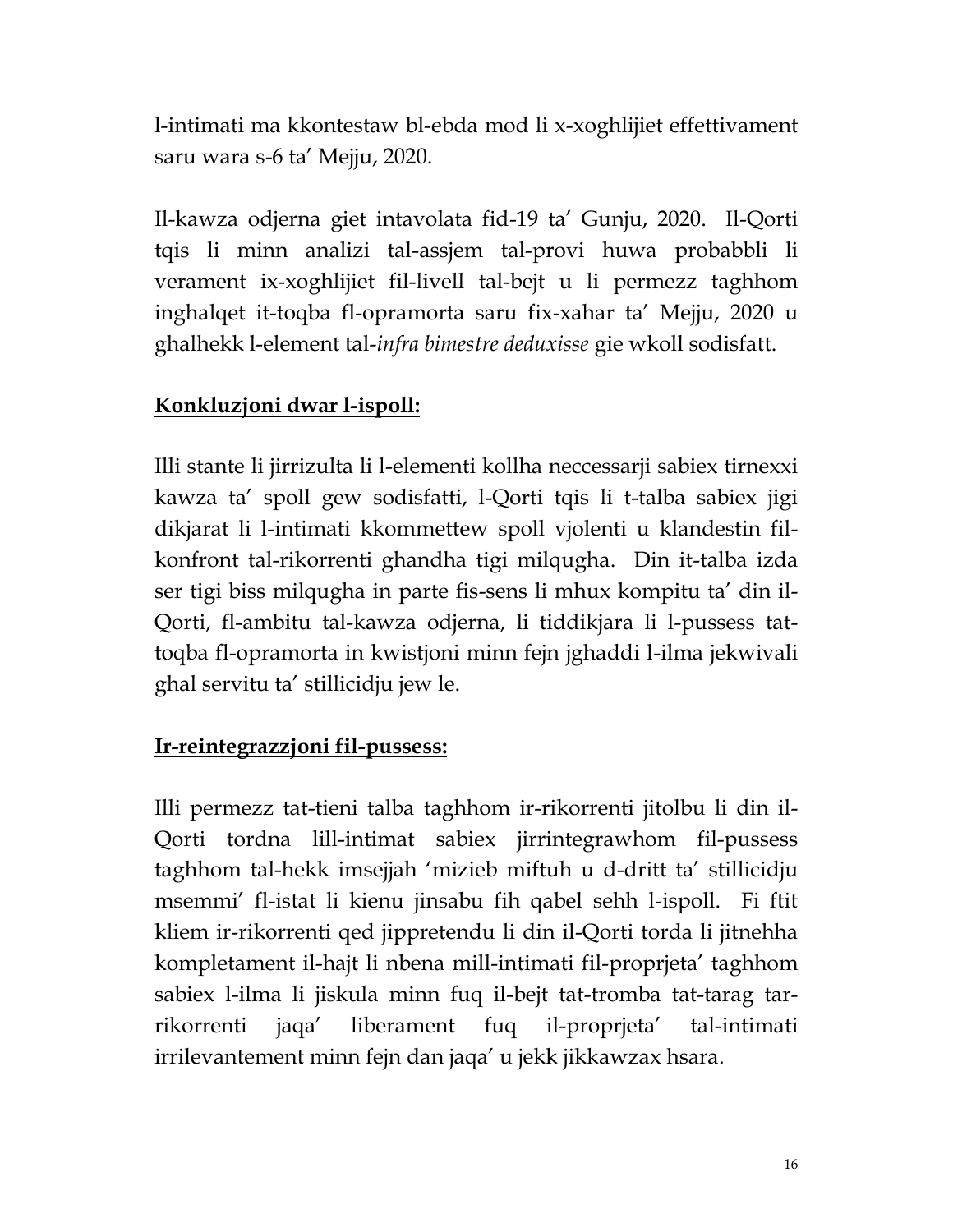l-intimati ma kkontestaw bl-ebda mod li x-xoghlijiet effettivament saru wara s-6 ta' Mejju, 2020.

Il-kawza odjerna giet intavolata fid-19 ta' Gunju, 2020. Il-Qorti tqis li minn analizi tal-assjem tal-provi huwa probabbli li verament ix-xoghlijiet fil-livell tal-bejt u li permezz taghhom inghalqet it-toqba fl-opramorta saru fix-xahar ta' Mejju, 2020 u ghalhekk l-element tal-*infra bimestre deduxisse* gie wkoll sodisfatt.

**<u>Konkluzjoni dwar l-ispoll:</u>**

Illi stante li jirrizulta li l-elementi kollha neccessarji sabiex tirnexxi kawza ta' spoll gew sodisfatti, l-Qorti tqis li t-talba sabiex jigi dikjarat li l-intimati kkommettew spoll vjolenti u klandestin fil-konfront tal-rikorrenti ghandha tigi milqugha. Din it-talba izda ser tigi biss milqugha in parte fis-sens li mhux kompitu ta' din il-Qorti, fl-ambitu tal-kawza odjerna, li tiddikjara li l-pussess tat-toqba fl-opramorta in kwistjoni minn fejn jghaddi l-ilma jekwivali ghal servitu ta' stillicidju jew le.

**<u>Ir-reintegrazzjoni fil-pussess:</u>**

Illi permezz tat-tieni talba taghhom ir-rikorrenti jitolbu li din il-Qorti tordna lill-intimat sabiex jirrintegrawhom fil-pussess taghhom tal-hekk imsejjah 'mizieb miftuh u d-dritt ta' stillicidju msemmi' fl-istat li kienu jinsabu fih qabel sehh l-ispoll. Fi ftit kliem ir-rikorrenti qed jippretendu li din il-Qorti torda li jitnehha kompletament il-hajt li nbena mill-intimati fil-proprjeta' taghhom sabiex l-ilma li jiskula minn fuq il-bejt tat-tromba tat-tarag tar-rikorrenti jaqa' liberament fuq il-proprjeta' tal-intimati irrilevantement minn fejn dan jaqa' u jekk jikkawzax hsara.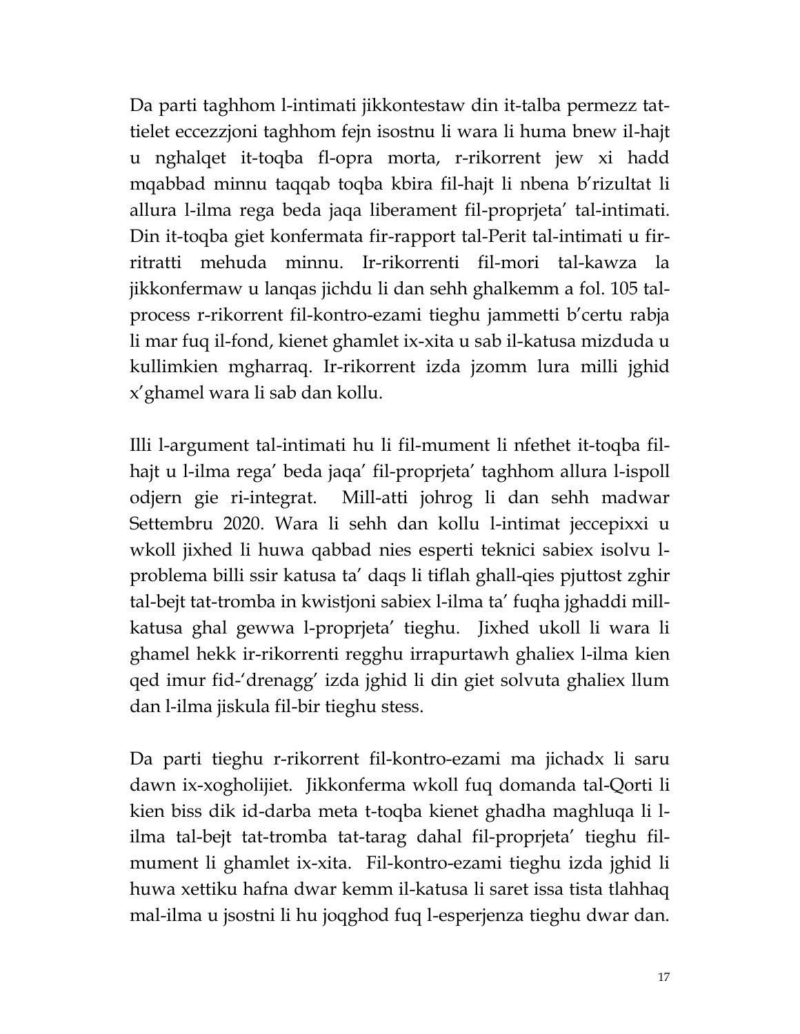Da parti tagħhom l-intimati jikkontestaw din it-talba permezz tat-tielet eċċezzjoni tagħhom fejn isostnu li wara li huma bnew il-ħajt u ngħalqet it-toqba fl-opra morta, r-rikorrent jew xi ħadd mqabbad minnu taqqab toqba kbira fil-ħajt li nbena b'rizultat li allura l-ilma rega beda jaqa liberament fil-proprjeta' tal-intimati. Din it-toqba giet konfermata fir-rapport tal-Perit tal-intimati u fir-ritratti meħuda minnu. Ir-rikorrenti fil-mori tal-kawża la jikkonfermaw u lanqas jiċħdu li dan seħħ għalkemm a fol. 105 tal-proċess r-rikorrent fil-kontro-eżami tiegħu jammetti b'ċertu rabja li mar fuq il-fond, kienet għamlet ix-xita u sab il-katusa miżduda u kullimkien mgħarraq. Ir-rikorrent iżda jżomm lura milli jgħid x'għamel wara li sab dan kollu.

Illi l-argument tal-intimati hu li fil-mument li nfetħet it-toqba fil-ħajt u l-ilma rega' beda jaqa' fil-proprjeta' tagħhom allura l-ispoll odjern gie ri-integrat. Mill-atti joħrog li dan seħħ madwar Settembru 2020. Wara li seħħ dan kollu l-intimat jeċċepixxi u wkoll jixhed li huwa qabbad nies esperti tekniċi sabiex isolvu l-problema billi ssir katusa ta' daqs li tiflaħ għall-qies pjuttost żgħir tal-bejt tat-tromba in kwistjoni sabiex l-ilma ta' fuqha jgħaddi mill-katusa għal ġewwa l-proprjeta' tiegħu. Jixhed ukoll li wara li għamel hekk ir-rikorrenti reggħu irrapurtawh għaliex l-ilma kien qed imur fid-'drenagg' iżda jgħid li din giet solvuta għaliex llum dan l-ilma jiskula fil-bir tiegħu stess.

Da parti tiegħu r-rikorrent fil-kontro-eżami ma jiċħadx li saru dawn ix-xogħolijiet. Jikkonferma wkoll fuq domanda tal-Qorti li kien biss dik id-darba meta t-toqba kienet għadha magħluqa li l-ilma tal-bejt tat-tromba tat-tarag daħal fil-proprjeta' tiegħu fil-mument li għamlet ix-xita. Fil-kontro-eżami tiegħu iżda jgħid li huwa xettiku ħafna dwar kemm il-katusa li saret issa tista tlaħħaq mal-ilma u jsostni li hu joqgħod fuq l-esperjenza tiegħu dwar dan.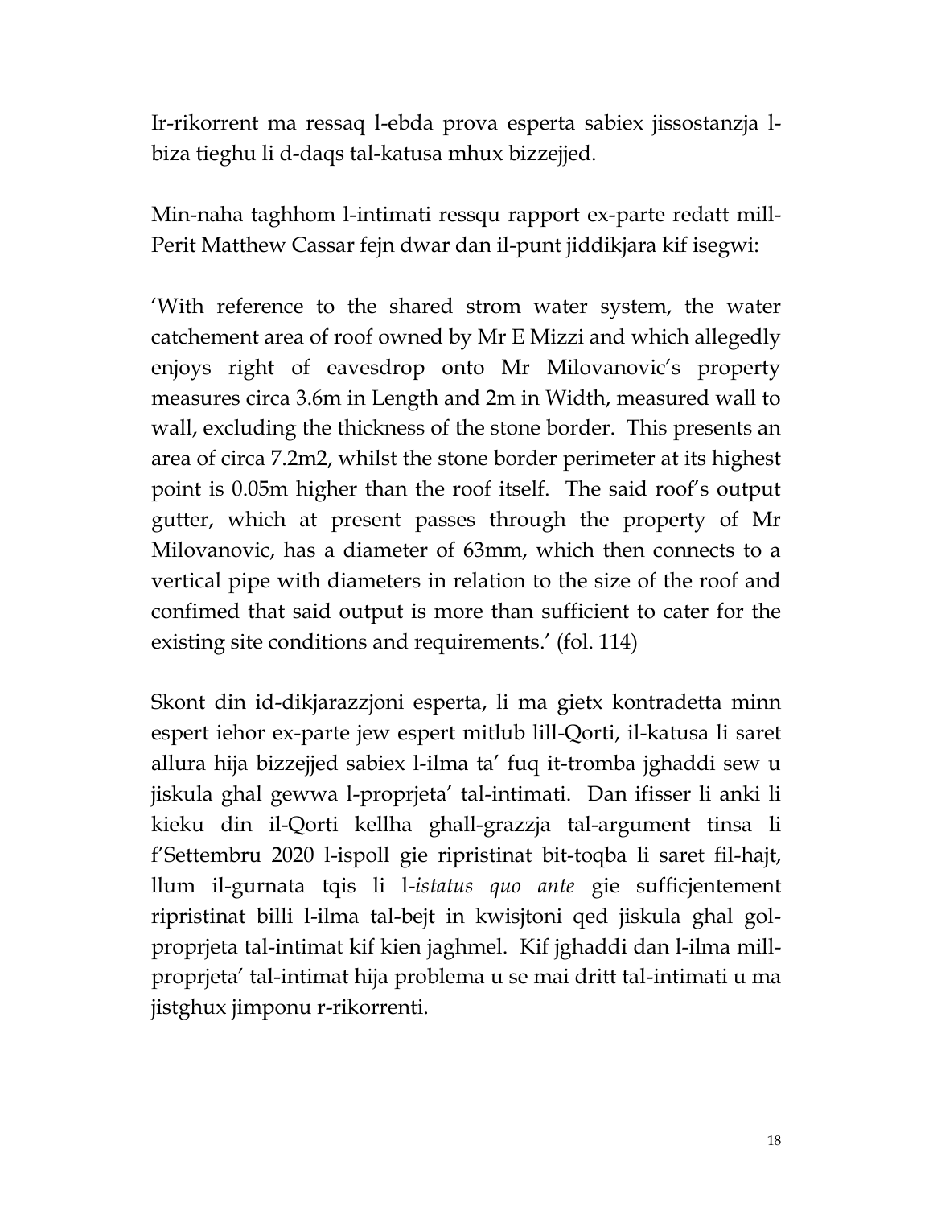Ir-rikorrent ma ressaq l-ebda prova esperta sabiex jissostanzja l-biza tieghu li d-daqs tal-katusa mhux bizzejjed.

Min-naha taghhom l-intimati ressqu rapport ex-parte redatt mill-Perit Matthew Cassar fejn dwar dan il-punt jiddikjara kif isegwi:

'With reference to the shared strom water system, the water catchement area of roof owned by Mr E Mizzi and which allegedly enjoys right of eavesdrop onto Mr Milovanovic's property measures circa 3.6m in Length and 2m in Width, measured wall to wall, excluding the thickness of the stone border. This presents an area of circa 7.2m2, whilst the stone border perimeter at its highest point is 0.05m higher than the roof itself. The said roof's output gutter, which at present passes through the property of Mr Milovanovic, has a diameter of 63mm, which then connects to a vertical pipe with diameters in relation to the size of the roof and confimed that said output is more than sufficient to cater for the existing site conditions and requirements.' (fol. 114)

Skont din id-dikjarazzjoni esperta, li ma gietx kontradetta minn espert iehor ex-parte jew espert mitlub lill-Qorti, il-katusa li saret allura hija bizzejjed sabiex l-ilma ta' fuq it-tromba jghaddi sew u jiskula ghal gewwa l-proprjeta' tal-intimati. Dan ifisser li anki li kieku din il-Qorti kellha ghall-grazzja tal-argument tinsa li f'Settembru 2020 l-ispoll gie ripristinat bit-toqba li saret fil-hajt, llum il-gurnata tqis li l-*istatus quo ante* gie sufficjentement ripristinat billi l-ilma tal-bejt in kwisjtoni qed jiskula ghal gol-proprjeta tal-intimat kif kien jaghmel. Kif jghaddi dan l-ilma mill-proprjeta' tal-intimat hija problema u se mai dritt tal-intimati u ma jistghux jimponu r-rikorrenti.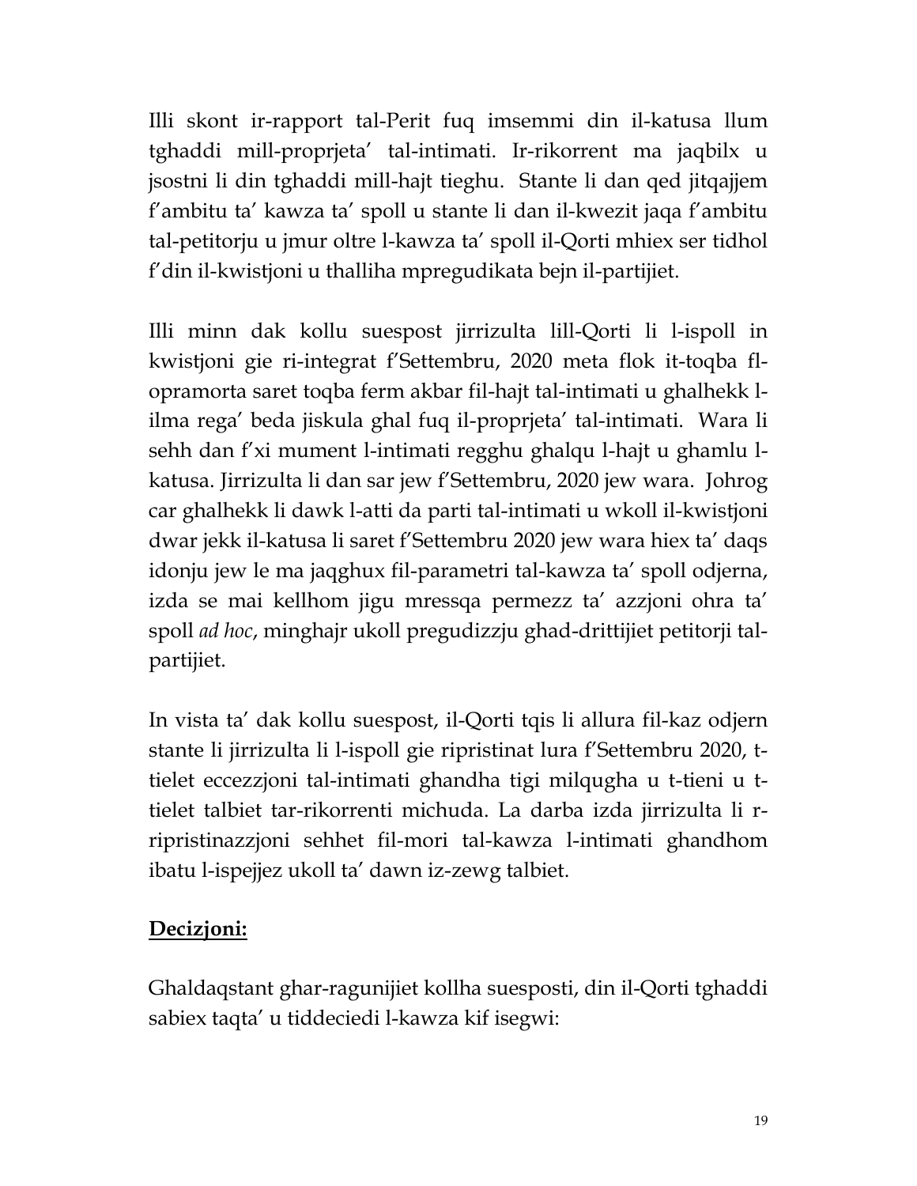Illi skont ir-rapport tal-Perit fuq imsemmi din il-katusa llum tghaddi mill-proprjeta' tal-intimati. Ir-rikorrent ma jaqbilx u jsostni li din tghaddi mill-hajt tieghu. Stante li dan qed jitqajjem f'ambitu ta' kawza ta' spoll u stante li dan il-kwezit jaqa f'ambitu tal-petitorju u jmur oltre l-kawza ta' spoll il-Qorti mhiex ser tidhol f'din il-kwistjoni u thalliha mpregudikata bejn il-partijiet.

Illi minn dak kollu suespost jirrizulta lill-Qorti li l-ispoll in kwistjoni gie ri-integrat f'Settembru, 2020 meta flok it-toqba fl-opramorta saret toqba ferm akbar fil-hajt tal-intimati u ghalhekk l-ilma rega' beda jiskula ghal fuq il-proprjeta' tal-intimati. Wara li sehh dan f'xi mument l-intimati regghu ghalqu l-hajt u ghamlu l-katusa. Jirrizulta li dan sar jew f'Settembru, 2020 jew wara. Johrog car ghalhekk li dawk l-atti da parti tal-intimati u wkoll il-kwistjoni dwar jekk il-katusa li saret f'Settembru 2020 jew wara hiex ta' daqs idonju jew le ma jaqghux fil-parametri tal-kawza ta' spoll odjerna, izda se mai kellhom jigu mressqa permezz ta' azzjoni ohra ta' spoll *ad hoc*, minghajr ukoll pregudizzju ghad-drittijiet petitorji tal-partijiet.

In vista ta' dak kollu suespost, il-Qorti tqis li allura fil-kaz odjern stante li jirrizulta li l-ispoll gie ripristinat lura f'Settembru 2020, t-tielet eccezzjoni tal-intimati ghandha tigi milqugha u t-tieni u t-tielet talbiet tar-rikorrenti michuda. La darba izda jirrizulta li r-ripristinazzjoni sehhet fil-mori tal-kawza l-intimati ghandhom ibatu l-ispejjez ukoll ta' dawn iz-zewg talbiet.

**<u>Decizjoni:</u>**

Ghaldaqstant ghar-ragunijiet kollha suesposti, din il-Qorti tghaddi sabiex taqta' u tiddeciedi l-kawza kif isegwi: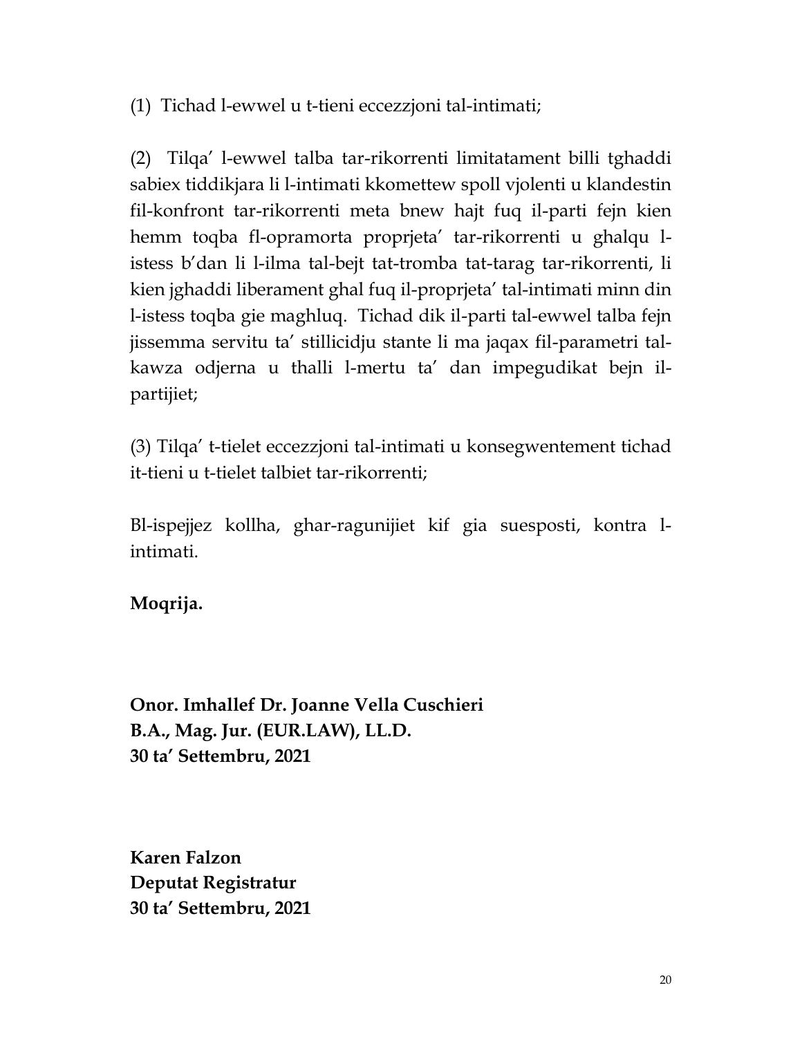(1) Tichad l-ewwel u t-tieni eccezzjoni tal-intimati;

(2) Tilqa' l-ewwel talba tar-rikorrenti limitatament billi tghaddi sabiex tiddikjara li l-intimati kkomettew spoll vjolenti u klandestin fil-konfront tar-rikorrenti meta bnew hajt fuq il-parti fejn kien hemm toqba fl-opramorta proprjeta' tar-rikorrenti u ghalqu l-istess b'dan li l-ilma tal-bejt tat-tromba tat-tarag tar-rikorrenti, li kien jghaddi liberament ghal fuq il-proprjeta' tal-intimati minn din l-istess toqba gie maghluq. Tichad dik il-parti tal-ewwel talba fejn jissemma servitu ta' stillicidju stante li ma jaqax fil-parametri tal-kawza odjerna u thalli l-mertu ta' dan impegudikat bejn il-partijiet;

(3) Tilqa' t-tielet eccezzjoni tal-intimati u konsegwentement tichad it-tieni u t-tielet talbiet tar-rikorrenti;

Bl-ispejjez kollha, ghar-ragunijiet kif gia suesposti, kontra l-intimati.

**Moqrija.**

**Onor. Imhallef Dr. Joanne Vella Cuschieri**
**B.A., Mag. Jur. (EUR.LAW), LL.D.**
**30 ta' Settembru, 2021**

**Karen Falzon**
**Deputat Registratur**
**30 ta' Settembru, 2021**